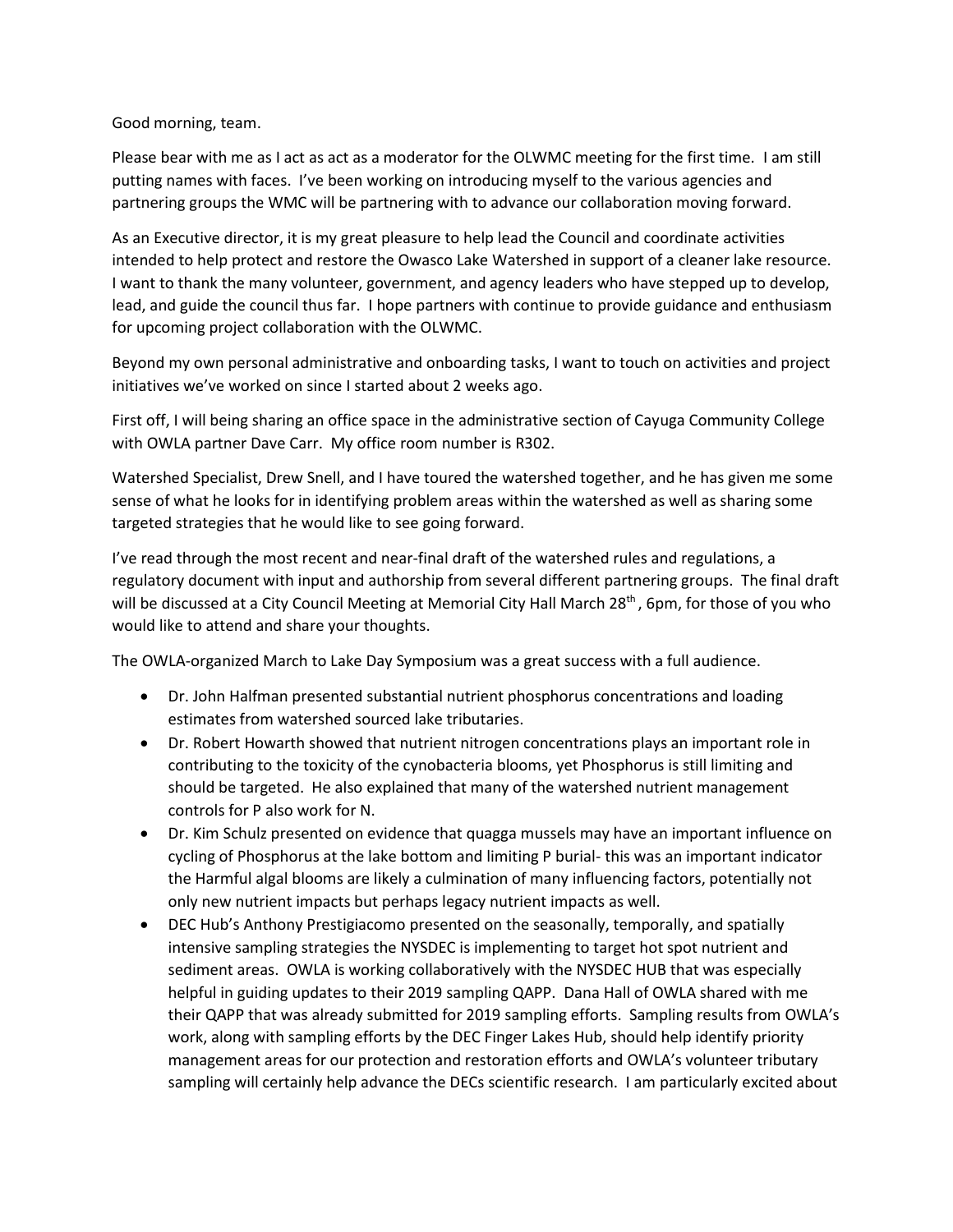Good morning, team.

Please bear with me as I act as act as a moderator for the OLWMC meeting for the first time. I am still putting names with faces. I've been working on introducing myself to the various agencies and partnering groups the WMC will be partnering with to advance our collaboration moving forward.

As an Executive director, it is my great pleasure to help lead the Council and coordinate activities intended to help protect and restore the Owasco Lake Watershed in support of a cleaner lake resource. I want to thank the many volunteer, government, and agency leaders who have stepped up to develop, lead, and guide the council thus far. I hope partners with continue to provide guidance and enthusiasm for upcoming project collaboration with the OLWMC.

Beyond my own personal administrative and onboarding tasks, I want to touch on activities and project initiatives we've worked on since I started about 2 weeks ago.

First off, I will being sharing an office space in the administrative section of Cayuga Community College with OWLA partner Dave Carr. My office room number is R302.

Watershed Specialist, Drew Snell, and I have toured the watershed together, and he has given me some sense of what he looks for in identifying problem areas within the watershed as well as sharing some targeted strategies that he would like to see going forward.

I've read through the most recent and near-final draft of the watershed rules and regulations, a regulatory document with input and authorship from several different partnering groups. The final draft will be discussed at a City Council Meeting at Memorial City Hall March 28th, 6pm, for those of you who would like to attend and share your thoughts.

The OWLA-organized March to Lake Day Symposium was a great success with a full audience.

- Dr. John Halfman presented substantial nutrient phosphorus concentrations and loading estimates from watershed sourced lake tributaries.
- Dr. Robert Howarth showed that nutrient nitrogen concentrations plays an important role in contributing to the toxicity of the cynobacteria blooms, yet Phosphorus is still limiting and should be targeted. He also explained that many of the watershed nutrient management controls for P also work for N.
- Dr. Kim Schulz presented on evidence that quagga mussels may have an important influence on cycling of Phosphorus at the lake bottom and limiting P burial- this was an important indicator the Harmful algal blooms are likely a culmination of many influencing factors, potentially not only new nutrient impacts but perhaps legacy nutrient impacts as well.
- DEC Hub's Anthony Prestigiacomo presented on the seasonally, temporally, and spatially intensive sampling strategies the NYSDEC is implementing to target hot spot nutrient and sediment areas. OWLA is working collaboratively with the NYSDEC HUB that was especially helpful in guiding updates to their 2019 sampling QAPP. Dana Hall of OWLA shared with me their QAPP that was already submitted for 2019 sampling efforts. Sampling results from OWLA's work, along with sampling efforts by the DEC Finger Lakes Hub, should help identify priority management areas for our protection and restoration efforts and OWLA's volunteer tributary sampling will certainly help advance the DECs scientific research. I am particularly excited about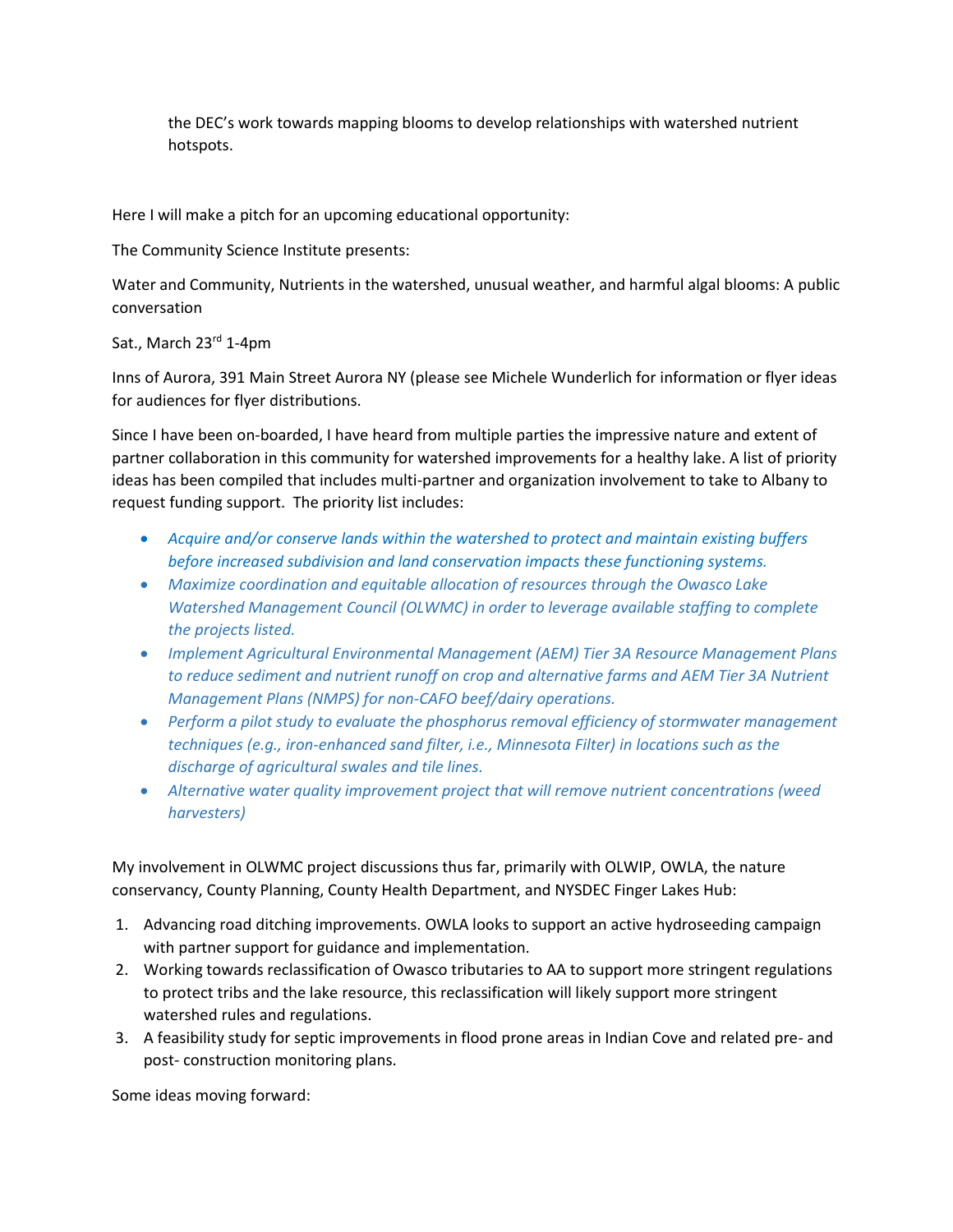the DEC's work towards mapping blooms to develop relationships with watershed nutrient hotspots.

Here I will make a pitch for an upcoming educational opportunity:

The Community Science Institute presents:

Water and Community, Nutrients in the watershed, unusual weather, and harmful algal blooms: A public conversation

Sat., March 23rd 1-4pm

Inns of Aurora, 391 Main Street Aurora NY (please see Michele Wunderlich for information or flyer ideas for audiences for flyer distributions.

Since I have been on-boarded, I have heard from multiple parties the impressive nature and extent of partner collaboration in this community for watershed improvements for a healthy lake. A list of priority ideas has been compiled that includes multi-partner and organization involvement to take to Albany to request funding support. The priority list includes:

- *Acquire and/or conserve lands within the watershed to protect and maintain existing buffers before increased subdivision and land conservation impacts these functioning systems.*
- *Maximize coordination and equitable allocation of resources through the Owasco Lake Watershed Management Council (OLWMC) in order to leverage available staffing to complete the projects listed.*
- *Implement Agricultural Environmental Management (AEM) Tier 3A Resource Management Plans to reduce sediment and nutrient runoff on crop and alternative farms and AEM Tier 3A Nutrient Management Plans (NMPS) for non-CAFO beef/dairy operations.*
- *Perform a pilot study to evaluate the phosphorus removal efficiency of stormwater management techniques (e.g., iron-enhanced sand filter, i.e., Minnesota Filter) in locations such as the discharge of agricultural swales and tile lines.*
- *Alternative water quality improvement project that will remove nutrient concentrations (weed harvesters)*

My involvement in OLWMC project discussions thus far, primarily with OLWIP, OWLA, the nature conservancy, County Planning, County Health Department, and NYSDEC Finger Lakes Hub:

1. Advancing road ditching improvements. OWLA looks to support an active hydroseeding campaign with partner support for guidance and implementation.
2. Working towards reclassification of Owasco tributaries to AA to support more stringent regulations to protect tribs and the lake resource, this reclassification will likely support more stringent watershed rules and regulations.
3. A feasibility study for septic improvements in flood prone areas in Indian Cove and related pre- and post- construction monitoring plans.

Some ideas moving forward: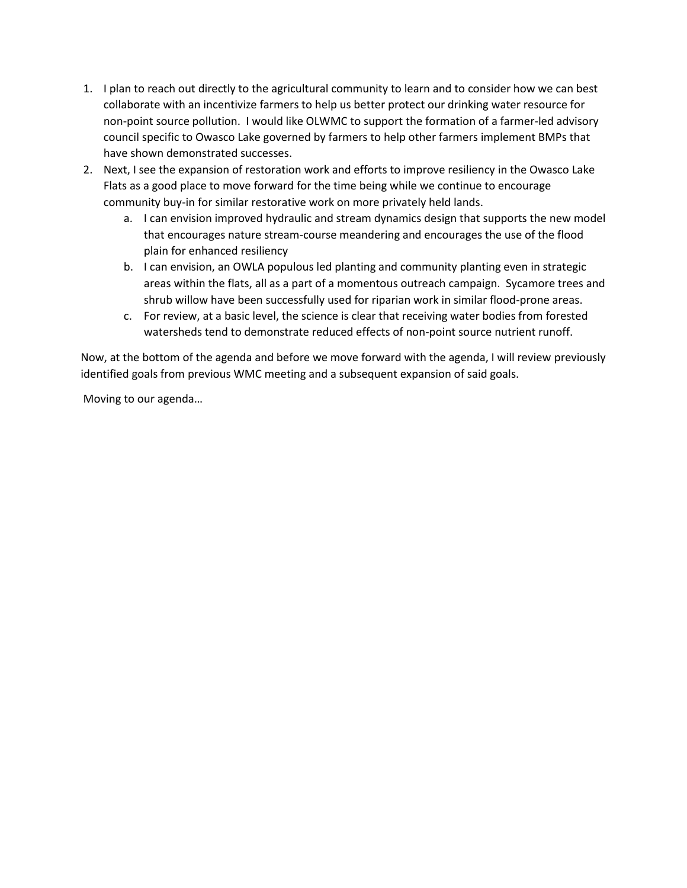1. I plan to reach out directly to the agricultural community to learn and to consider how we can best collaborate with an incentivize farmers to help us better protect our drinking water resource for non-point source pollution. I would like OLWMC to support the formation of a farmer-led advisory council specific to Owasco Lake governed by farmers to help other farmers implement BMPs that have shown demonstrated successes.
2. Next, I see the expansion of restoration work and efforts to improve resiliency in the Owasco Lake Flats as a good place to move forward for the time being while we continue to encourage community buy-in for similar restorative work on more privately held lands.
   a. I can envision improved hydraulic and stream dynamics design that supports the new model that encourages nature stream-course meandering and encourages the use of the flood plain for enhanced resiliency
   b. I can envision, an OWLA populous led planting and community planting even in strategic areas within the flats, all as a part of a momentous outreach campaign. Sycamore trees and shrub willow have been successfully used for riparian work in similar flood-prone areas.
   c. For review, at a basic level, the science is clear that receiving water bodies from forested watersheds tend to demonstrate reduced effects of non-point source nutrient runoff.

Now, at the bottom of the agenda and before we move forward with the agenda, I will review previously identified goals from previous WMC meeting and a subsequent expansion of said goals.

Moving to our agenda…